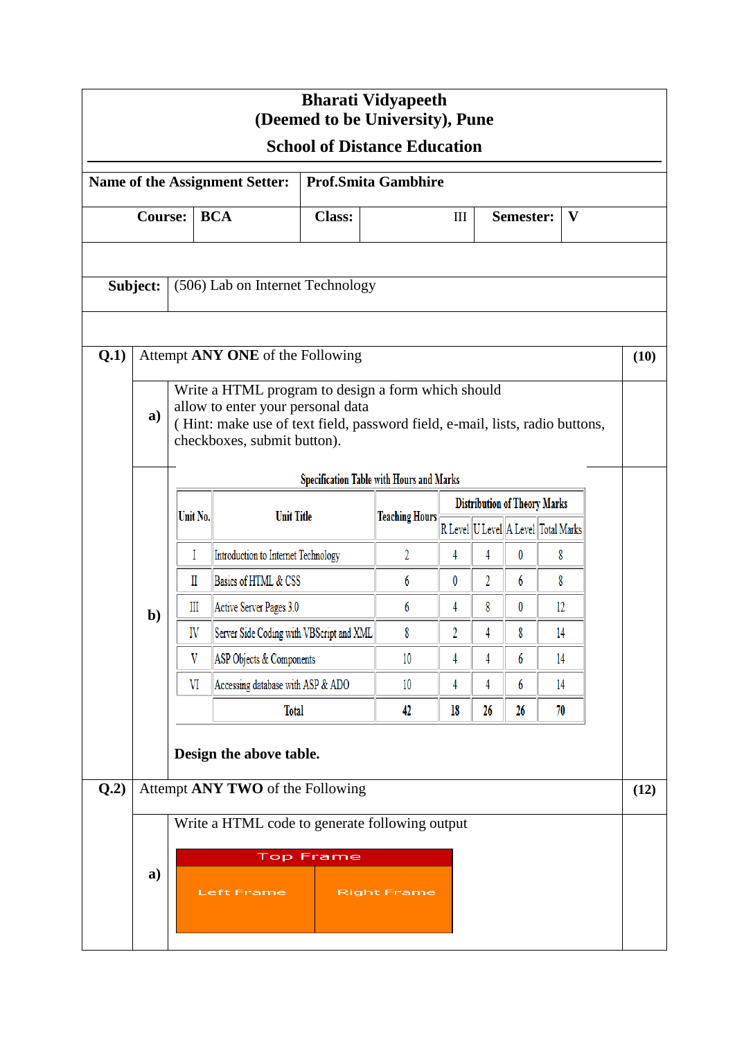# Bharati Vidyapeeth
# (Deemed to be University), Pune
## School of Distance Education

| | |
|---|---|
| **Name of the Assignment Setter:** | **Prof.Smita Gambhire** |

| **Course:** | **BCA** | **Class:** | III | **Semester:** | **V** |
|---|---|---|---|---|---|

**Subject:** (506) Lab on Internet Technology

**Q.1)** Attempt **ANY ONE** of the Following **(10)**

**a)** Write a HTML program to design a form which should allow to enter your personal data
( Hint: make use of text field, password field, e-mail, lists, radio buttons, checkboxes, submit button).

**b)**

Specification Table with Hours and Marks

| Unit No. | Unit Title | Teaching Hours | Distribution of Theory Marks | | | |
|---|---|---|---|---|---|---|
| | | | R Level | U Level | A Level | Total Marks |
| I | Introduction to Internet Technology | 2 | 4 | 4 | 0 | 8 |
| II | Basics of HTML & CSS | 6 | 0 | 2 | 6 | 8 |
| III | Active Server Pages 3.0 | 6 | 4 | 8 | 0 | 12 |
| IV | Server Side Coding with VBScript and XML | 8 | 2 | 4 | 8 | 14 |
| V | ASP Objects & Components | 10 | 4 | 4 | 6 | 14 |
| VI | Accessing database with ASP & ADO | 10 | 4 | 4 | 6 | 14 |
| | Total | 42 | 18 | 26 | 26 | 70 |

**Design the above table.**

**Q.2)** Attempt **ANY TWO** of the Following **(12)**

**a)** Write a HTML code to generate following output

| Top Frame | |
|---|---|
| Left Frame | Right Frame |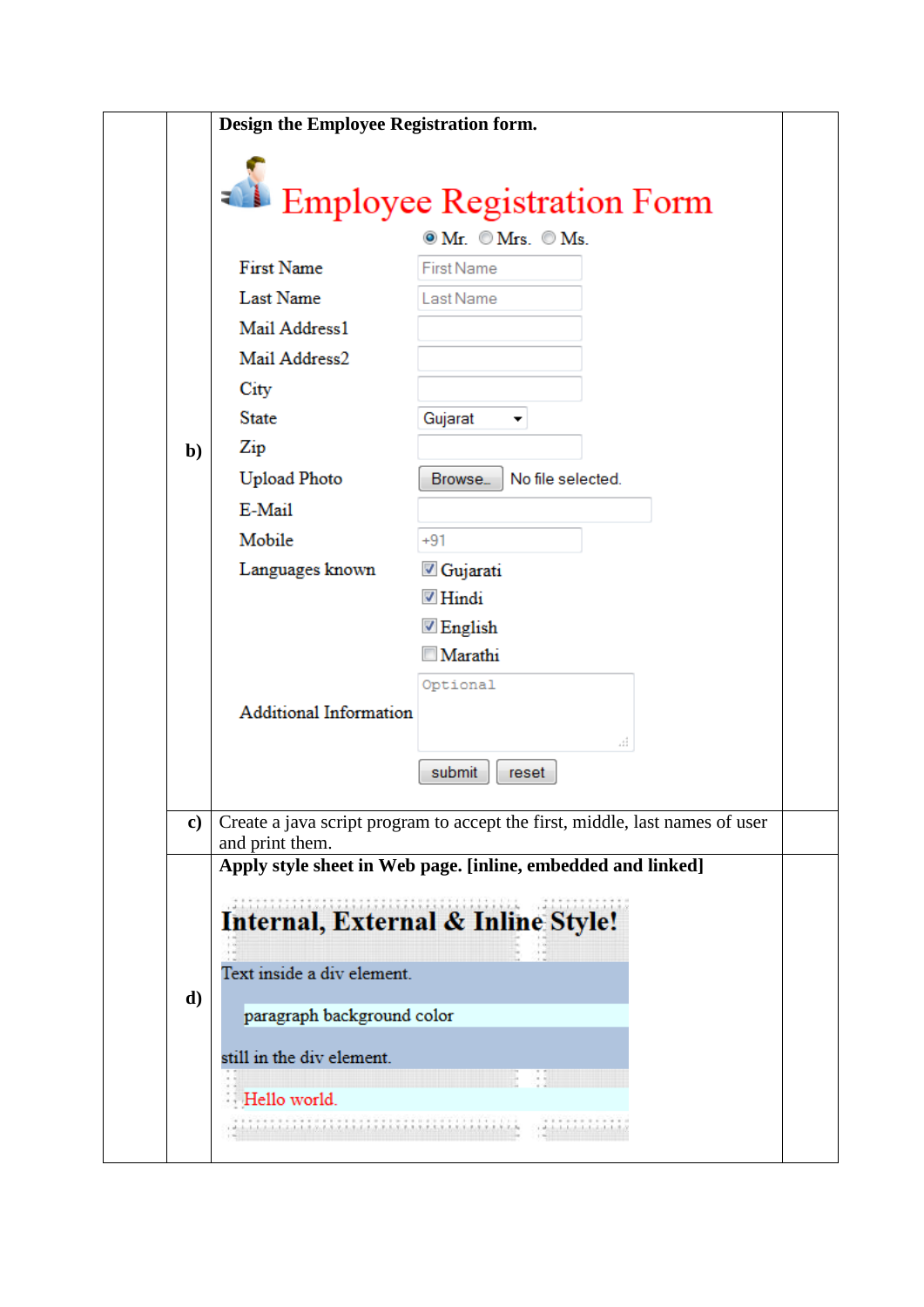| | | | |
|---|---|---|---|
| | b) | **Design the Employee Registration form.**<br><br>Employee Registration Form<br>Mr. Mrs. Ms.<br>First Name — First Name<br>Last Name — Last Name<br>Mail Address1<br>Mail Address2<br>City<br>State — Gujarat<br>Zip<br>Upload Photo — Browse... No file selected.<br>E-Mail<br>Mobile — +91<br>Languages known — Gujarati, Hindi, English, Marathi<br>Additional Information — Optional<br>submit reset | |
| | c) | Create a java script program to accept the first, middle, last names of user and print them. | |
| | d) | **Apply style sheet in Web page. [inline, embedded and linked]**<br><br>Internal, External & Inline Style!<br>Text inside a div element.<br>paragraph background color<br>still in the div element.<br>Hello world. | |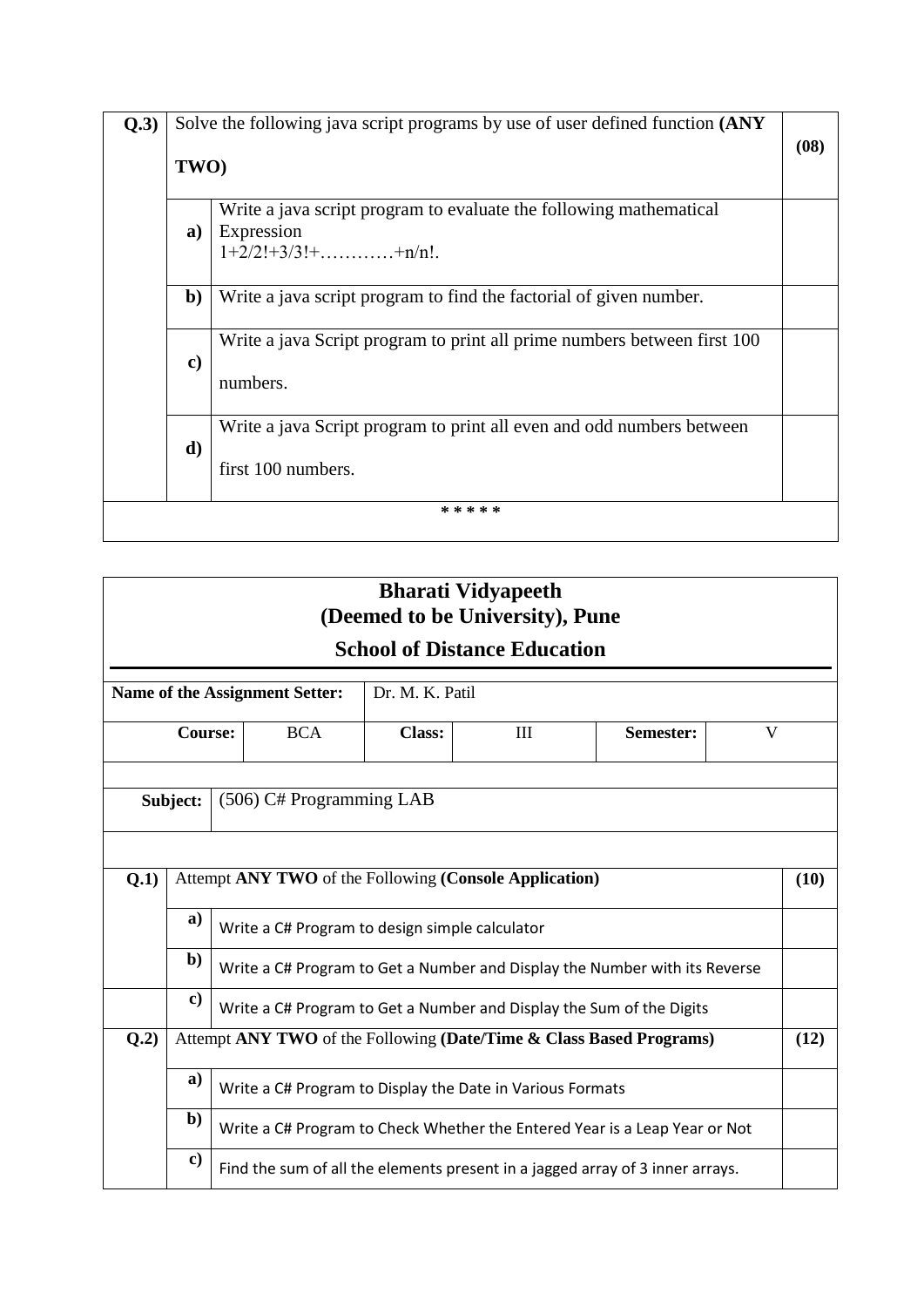| Q.3) | Solve the following java script programs by use of user defined function **(ANY TWO)** | | **(08)** |
|---|---|---|---|
| | **a)** | Write a java script program to evaluate the following mathematical Expression $1+2/2!+3/3!+\ldots\ldots\ldots\ldots+n/n!$. | |
| | **b)** | Write a java script program to find the factorial of given number. | |
| | **c)** | Write a java Script program to print all prime numbers between first 100 numbers. | |
| | **d)** | Write a java Script program to print all even and odd numbers between first 100 numbers. | |

\* \* \* \* \*

# Bharati Vidyapeeth
## (Deemed to be University), Pune
## School of Distance Education

| | | | | | | |
|---|---|---|---|---|---|---|
| **Name of the Assignment Setter:** | | Dr. M. K. Patil | | | | |
| **Course:** | BCA | **Class:** | III | **Semester:** | V | |
| **Subject:** | (506) C# Programming LAB | | | | | |

| Q.1) | Attempt **ANY TWO** of the Following **(Console Application)** | | **(10)** |
|---|---|---|---|
| | **a)** | Write a C# Program to design simple calculator | |
| | **b)** | Write a C# Program to Get a Number and Display the Number with its Reverse | |
| | **c)** | Write a C# Program to Get a Number and Display the Sum of the Digits | |
| **Q.2)** | Attempt **ANY TWO** of the Following **(Date/Time & Class Based Programs)** | | **(12)** |
| | **a)** | Write a C# Program to Display the Date in Various Formats | |
| | **b)** | Write a C# Program to Check Whether the Entered Year is a Leap Year or Not | |
| | **c)** | Find the sum of all the elements present in a jagged array of 3 inner arrays. | |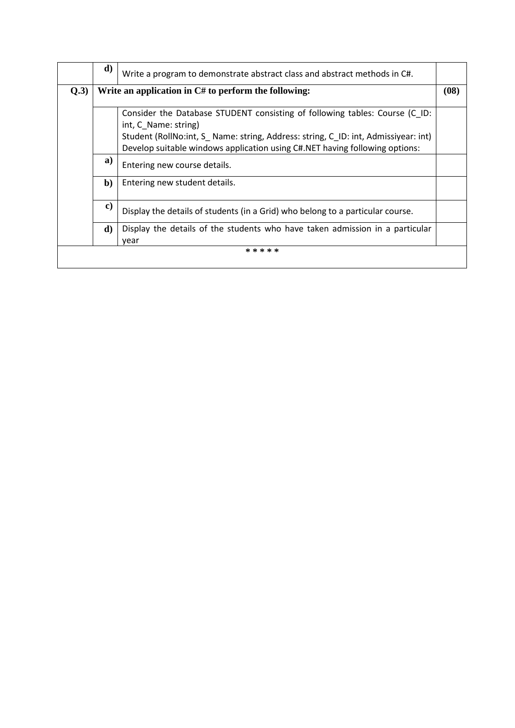| | | | |
|---|---|---|---|
| | **d)** | Write a program to demonstrate abstract class and abstract methods in C#. | |
| **Q.3)** | **Write an application in C# to perform the following:** | | **(08)** |
| | | Consider the Database STUDENT consisting of following tables: Course (C_ID: int, C_Name: string)<br>Student (RollNo:int, S_ Name: string, Address: string, C_ID: int, Admissiyear: int)<br>Develop suitable windows application using C#.NET having following options: | |
| | **a)** | Entering new course details. | |
| | **b)** | Entering new student details. | |
| | **c)** | Display the details of students (in a Grid) who belong to a particular course. | |
| | **d)** | Display the details of the students who have taken admission in a particular year | |

**\* \* \* \* \***